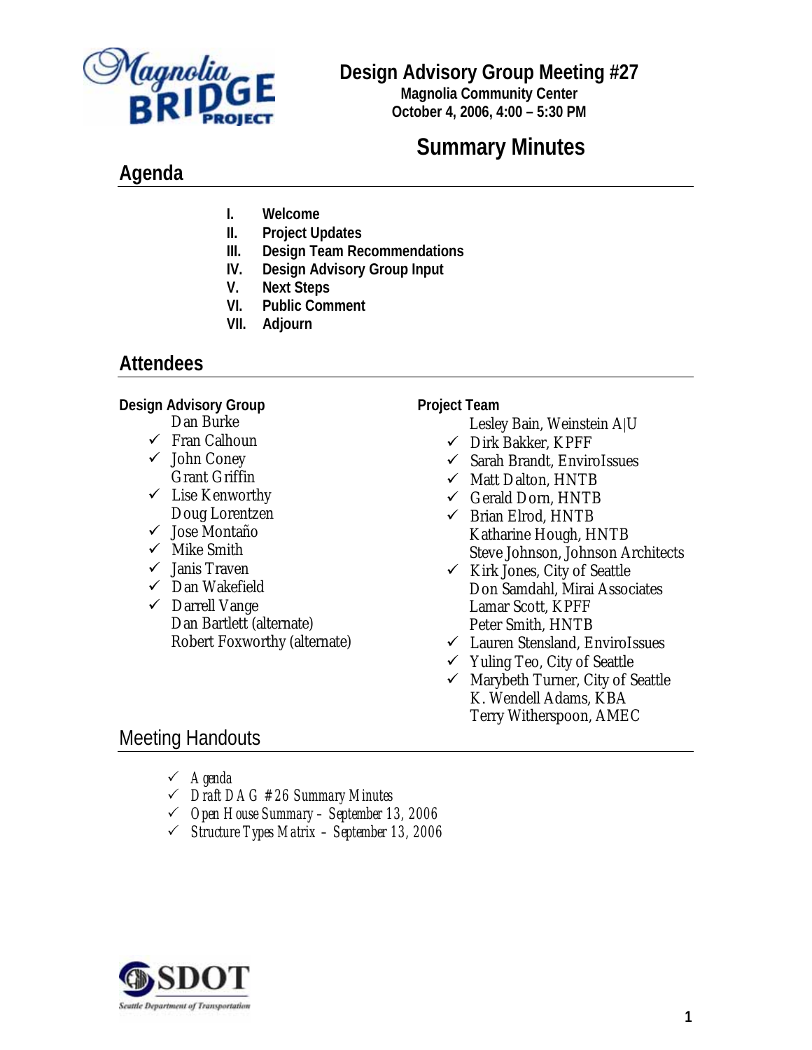# Design Advisory Group Meeting #27

**Magnolia Community Center**
**October 4, 2006, 4:00 – 5:30 PM**

# Summary Minutes

## Agenda

- I. **Welcome**
- II. **Project Updates**
- III. **Design Team Recommendations**
- IV. **Design Advisory Group Input**
- V. **Next Steps**
- VI. **Public Comment**
- VII. **Adjourn**

## Attendees

**Design Advisory Group**

- Dan Burke
- ✓ Fran Calhoun
- ✓ John Coney
- Grant Griffin
- ✓ Lise Kenworthy
- Doug Lorentzen
- ✓ Jose Montaño
- ✓ Mike Smith
- ✓ Janis Traven
- ✓ Dan Wakefield
- ✓ Darrell Vange
- Dan Bartlett (alternate)
- Robert Foxworthy (alternate)

**Project Team**

- Lesley Bain, Weinstein A|U
- ✓ Dirk Bakker, KPFF
- ✓ Sarah Brandt, EnviroIssues
- ✓ Matt Dalton, HNTB
- ✓ Gerald Dorn, HNTB
- ✓ Brian Elrod, HNTB
- Katharine Hough, HNTB
- Steve Johnson, Johnson Architects
- ✓ Kirk Jones, City of Seattle
- Don Samdahl, Mirai Associates
- Lamar Scott, KPFF
- Peter Smith, HNTB
- ✓ Lauren Stensland, EnviroIssues
- ✓ Yuling Teo, City of Seattle
- ✓ Marybeth Turner, City of Seattle
- K. Wendell Adams, KBA
- Terry Witherspoon, AMEC

## Meeting Handouts

- ✓ *Agenda*
- ✓ *Draft DAG #26 Summary Minutes*
- ✓ *Open House Summary – September 13, 2006*
- ✓ *Structure Types Matrix – September 13, 2006*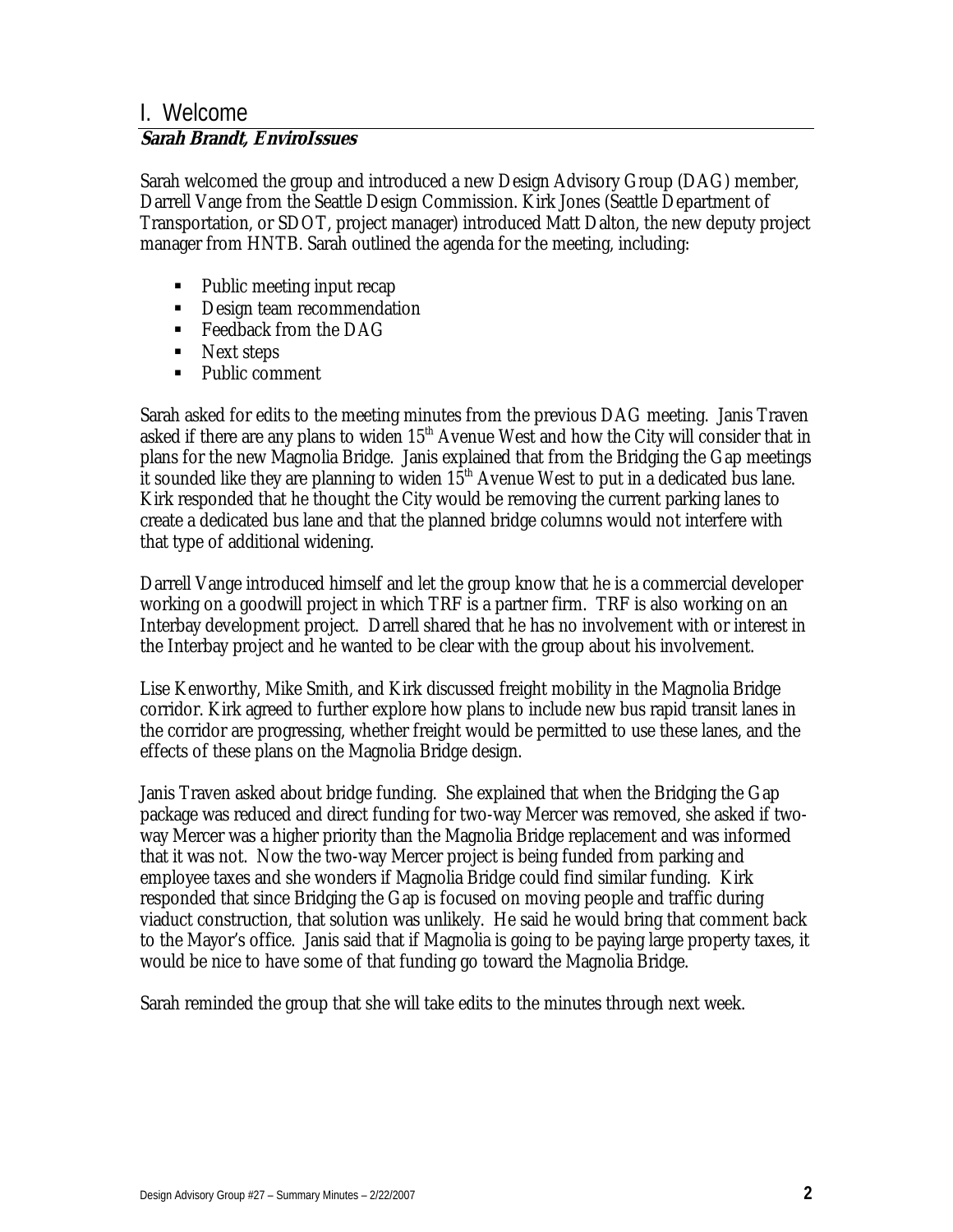# I. Welcome

**Sarah Brandt, EnviroIssues**

Sarah welcomed the group and introduced a new Design Advisory Group (DAG) member, Darrell Vange from the Seattle Design Commission. Kirk Jones (Seattle Department of Transportation, or SDOT, project manager) introduced Matt Dalton, the new deputy project manager from HNTB. Sarah outlined the agenda for the meeting, including:

- Public meeting input recap
- Design team recommendation
- Feedback from the DAG
- Next steps
- Public comment

Sarah asked for edits to the meeting minutes from the previous DAG meeting. Janis Traven asked if there are any plans to widen 15th Avenue West and how the City will consider that in plans for the new Magnolia Bridge. Janis explained that from the Bridging the Gap meetings it sounded like they are planning to widen 15th Avenue West to put in a dedicated bus lane. Kirk responded that he thought the City would be removing the current parking lanes to create a dedicated bus lane and that the planned bridge columns would not interfere with that type of additional widening.

Darrell Vange introduced himself and let the group know that he is a commercial developer working on a goodwill project in which TRF is a partner firm. TRF is also working on an Interbay development project. Darrell shared that he has no involvement with or interest in the Interbay project and he wanted to be clear with the group about his involvement.

Lise Kenworthy, Mike Smith, and Kirk discussed freight mobility in the Magnolia Bridge corridor. Kirk agreed to further explore how plans to include new bus rapid transit lanes in the corridor are progressing, whether freight would be permitted to use these lanes, and the effects of these plans on the Magnolia Bridge design.

Janis Traven asked about bridge funding. She explained that when the Bridging the Gap package was reduced and direct funding for two-way Mercer was removed, she asked if two-way Mercer was a higher priority than the Magnolia Bridge replacement and was informed that it was not. Now the two-way Mercer project is being funded from parking and employee taxes and she wonders if Magnolia Bridge could find similar funding. Kirk responded that since Bridging the Gap is focused on moving people and traffic during viaduct construction, that solution was unlikely. He said he would bring that comment back to the Mayor's office. Janis said that if Magnolia is going to be paying large property taxes, it would be nice to have some of that funding go toward the Magnolia Bridge.

Sarah reminded the group that she will take edits to the minutes through next week.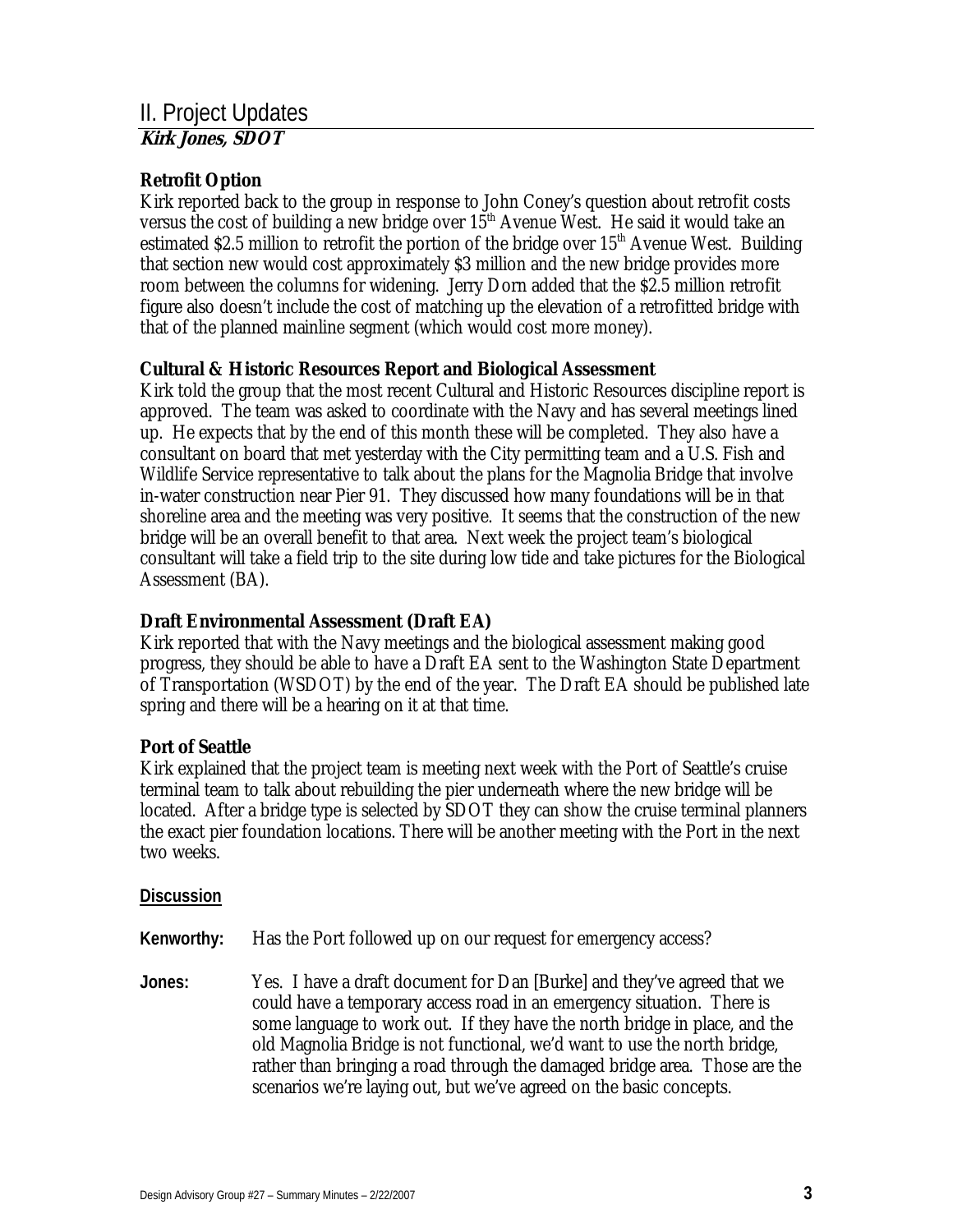## II. Project Updates

**_Kirk Jones, SDOT_**

**Retrofit Option**

Kirk reported back to the group in response to John Coney's question about retrofit costs versus the cost of building a new bridge over 15th Avenue West. He said it would take an estimated $2.5 million to retrofit the portion of the bridge over 15th Avenue West. Building that section new would cost approximately $3 million and the new bridge provides more room between the columns for widening. Jerry Dorn added that the $2.5 million retrofit figure also doesn't include the cost of matching up the elevation of a retrofitted bridge with that of the planned mainline segment (which would cost more money).

**Cultural & Historic Resources Report and Biological Assessment**

Kirk told the group that the most recent Cultural and Historic Resources discipline report is approved. The team was asked to coordinate with the Navy and has several meetings lined up. He expects that by the end of this month these will be completed. They also have a consultant on board that met yesterday with the City permitting team and a U.S. Fish and Wildlife Service representative to talk about the plans for the Magnolia Bridge that involve in-water construction near Pier 91. They discussed how many foundations will be in that shoreline area and the meeting was very positive. It seems that the construction of the new bridge will be an overall benefit to that area. Next week the project team's biological consultant will take a field trip to the site during low tide and take pictures for the Biological Assessment (BA).

**Draft Environmental Assessment (Draft EA)**

Kirk reported that with the Navy meetings and the biological assessment making good progress, they should be able to have a Draft EA sent to the Washington State Department of Transportation (WSDOT) by the end of the year. The Draft EA should be published late spring and there will be a hearing on it at that time.

**Port of Seattle**

Kirk explained that the project team is meeting next week with the Port of Seattle's cruise terminal team to talk about rebuilding the pier underneath where the new bridge will be located. After a bridge type is selected by SDOT they can show the cruise terminal planners the exact pier foundation locations. There will be another meeting with the Port in the next two weeks.

**Discussion**

**Kenworthy:** Has the Port followed up on our request for emergency access?

**Jones:** Yes. I have a draft document for Dan [Burke] and they've agreed that we could have a temporary access road in an emergency situation. There is some language to work out. If they have the north bridge in place, and the old Magnolia Bridge is not functional, we'd want to use the north bridge, rather than bringing a road through the damaged bridge area. Those are the scenarios we're laying out, but we've agreed on the basic concepts.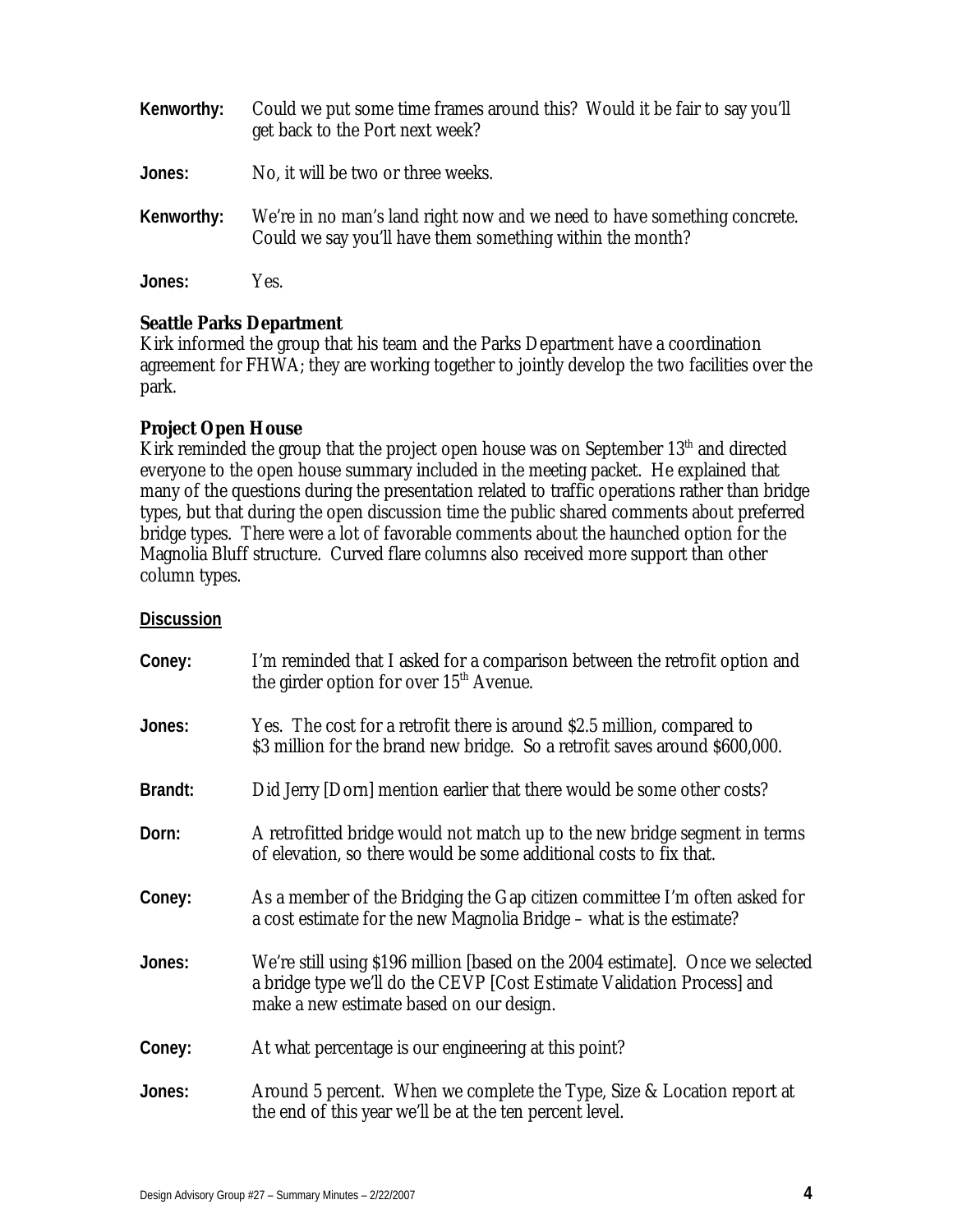**Kenworthy:** Could we put some time frames around this? Would it be fair to say you'll get back to the Port next week?

**Jones:** No, it will be two or three weeks.

**Kenworthy:** We're in no man's land right now and we need to have something concrete. Could we say you'll have them something within the month?

**Jones:** Yes.

### Seattle Parks Department

Kirk informed the group that his team and the Parks Department have a coordination agreement for FHWA; they are working together to jointly develop the two facilities over the park.

### Project Open House

Kirk reminded the group that the project open house was on September 13th and directed everyone to the open house summary included in the meeting packet. He explained that many of the questions during the presentation related to traffic operations rather than bridge types, but that during the open discussion time the public shared comments about preferred bridge types. There were a lot of favorable comments about the haunched option for the Magnolia Bluff structure. Curved flare columns also received more support than other column types.

**Discussion**

**Coney:** I'm reminded that I asked for a comparison between the retrofit option and the girder option for over 15th Avenue.

**Jones:** Yes. The cost for a retrofit there is around $2.5 million, compared to $3 million for the brand new bridge. So a retrofit saves around $600,000.

**Brandt:** Did Jerry [Dorn] mention earlier that there would be some other costs?

**Dorn:** A retrofitted bridge would not match up to the new bridge segment in terms of elevation, so there would be some additional costs to fix that.

**Coney:** As a member of the Bridging the Gap citizen committee I'm often asked for a cost estimate for the new Magnolia Bridge – what is the estimate?

**Jones:** We're still using $196 million [based on the 2004 estimate]. Once we selected a bridge type we'll do the CEVP [Cost Estimate Validation Process] and make a new estimate based on our design.

**Coney:** At what percentage is our engineering at this point?

**Jones:** Around 5 percent. When we complete the Type, Size & Location report at the end of this year we'll be at the ten percent level.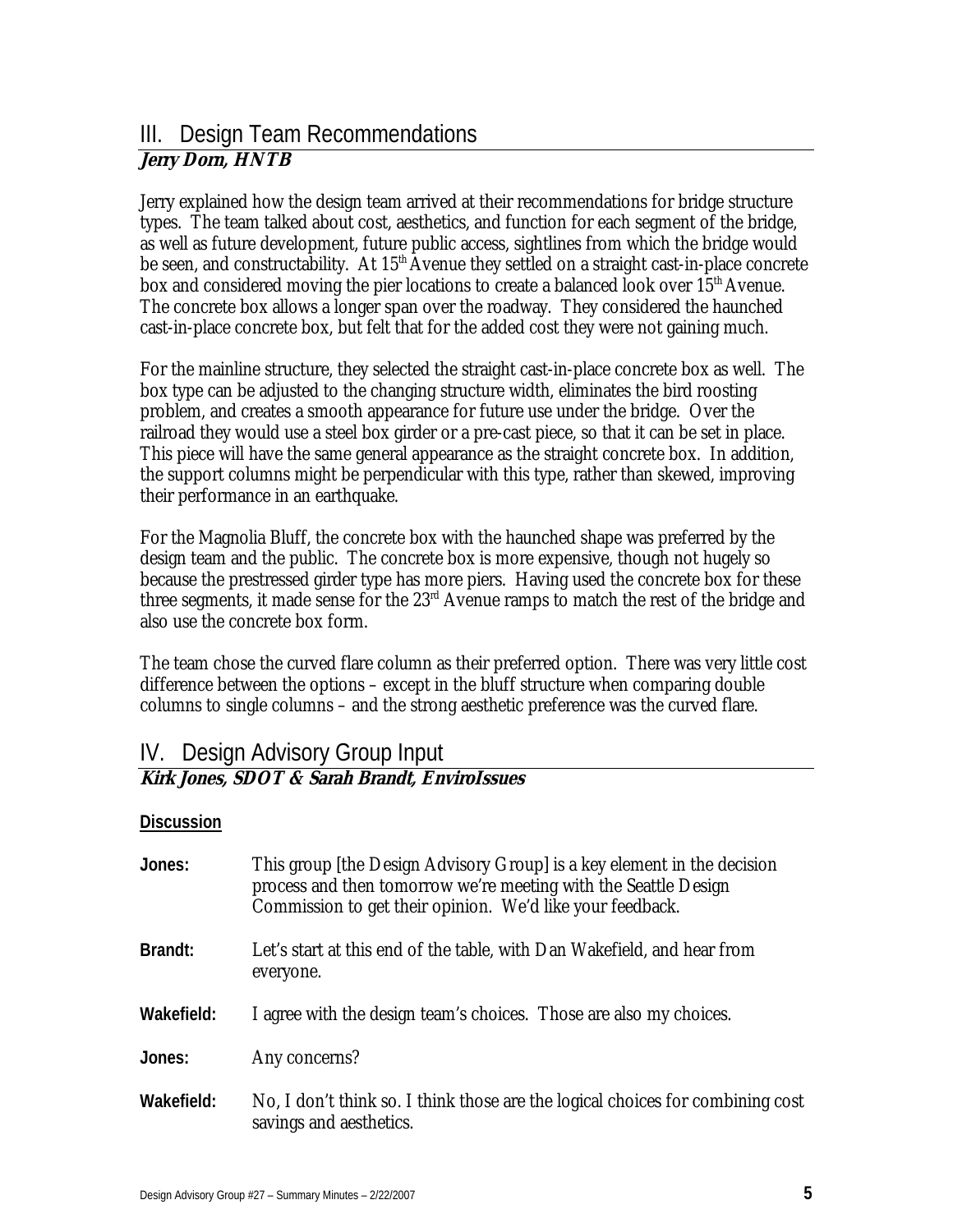## III. Design Team Recommendations

***Jerry Dorn, HNTB***

Jerry explained how the design team arrived at their recommendations for bridge structure types. The team talked about cost, aesthetics, and function for each segment of the bridge, as well as future development, future public access, sightlines from which the bridge would be seen, and constructability. At 15th Avenue they settled on a straight cast-in-place concrete box and considered moving the pier locations to create a balanced look over 15th Avenue. The concrete box allows a longer span over the roadway. They considered the haunched cast-in-place concrete box, but felt that for the added cost they were not gaining much.

For the mainline structure, they selected the straight cast-in-place concrete box as well. The box type can be adjusted to the changing structure width, eliminates the bird roosting problem, and creates a smooth appearance for future use under the bridge. Over the railroad they would use a steel box girder or a pre-cast piece, so that it can be set in place. This piece will have the same general appearance as the straight concrete box. In addition, the support columns might be perpendicular with this type, rather than skewed, improving their performance in an earthquake.

For the Magnolia Bluff, the concrete box with the haunched shape was preferred by the design team and the public. The concrete box is more expensive, though not hugely so because the prestressed girder type has more piers. Having used the concrete box for these three segments, it made sense for the 23rd Avenue ramps to match the rest of the bridge and also use the concrete box form.

The team chose the curved flare column as their preferred option. There was very little cost difference between the options – except in the bluff structure when comparing double columns to single columns – and the strong aesthetic preference was the curved flare.

## IV. Design Advisory Group Input

***Kirk Jones, SDOT & Sarah Brandt, EnviroIssues***

**Discussion**

**Jones:** This group [the Design Advisory Group] is a key element in the decision process and then tomorrow we're meeting with the Seattle Design Commission to get their opinion. We'd like your feedback.

**Brandt:** Let's start at this end of the table, with Dan Wakefield, and hear from everyone.

**Wakefield:** I agree with the design team's choices. Those are also my choices.

**Jones:** Any concerns?

**Wakefield:** No, I don't think so. I think those are the logical choices for combining cost savings and aesthetics.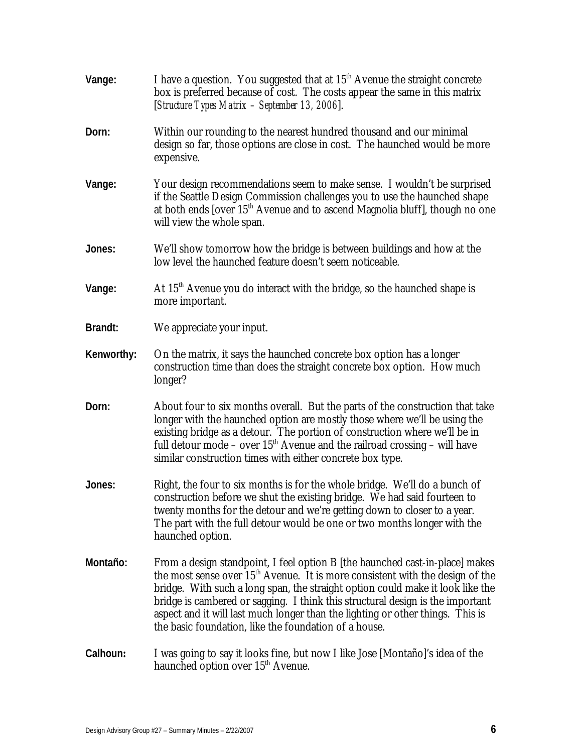**Vange:** I have a question. You suggested that at 15th Avenue the straight concrete box is preferred because of cost. The costs appear the same in this matrix [*Structure Types Matrix – September 13, 2006*].

**Dorn:** Within our rounding to the nearest hundred thousand and our minimal design so far, those options are close in cost. The haunched would be more expensive.

**Vange:** Your design recommendations seem to make sense. I wouldn't be surprised if the Seattle Design Commission challenges you to use the haunched shape at both ends [over 15th Avenue and to ascend Magnolia bluff], though no one will view the whole span.

**Jones:** We'll show tomorrow how the bridge is between buildings and how at the low level the haunched feature doesn't seem noticeable.

**Vange:** At 15th Avenue you do interact with the bridge, so the haunched shape is more important.

**Brandt:** We appreciate your input.

**Kenworthy:** On the matrix, it says the haunched concrete box option has a longer construction time than does the straight concrete box option. How much longer?

**Dorn:** About four to six months overall. But the parts of the construction that take longer with the haunched option are mostly those where we'll be using the existing bridge as a detour. The portion of construction where we'll be in full detour mode – over 15th Avenue and the railroad crossing – will have similar construction times with either concrete box type.

**Jones:** Right, the four to six months is for the whole bridge. We'll do a bunch of construction before we shut the existing bridge. We had said fourteen to twenty months for the detour and we're getting down to closer to a year. The part with the full detour would be one or two months longer with the haunched option.

**Montaño:** From a design standpoint, I feel option B [the haunched cast-in-place] makes the most sense over 15th Avenue. It is more consistent with the design of the bridge. With such a long span, the straight option could make it look like the bridge is cambered or sagging. I think this structural design is the important aspect and it will last much longer than the lighting or other things. This is the basic foundation, like the foundation of a house.

**Calhoun:** I was going to say it looks fine, but now I like Jose [Montaño]'s idea of the haunched option over 15th Avenue.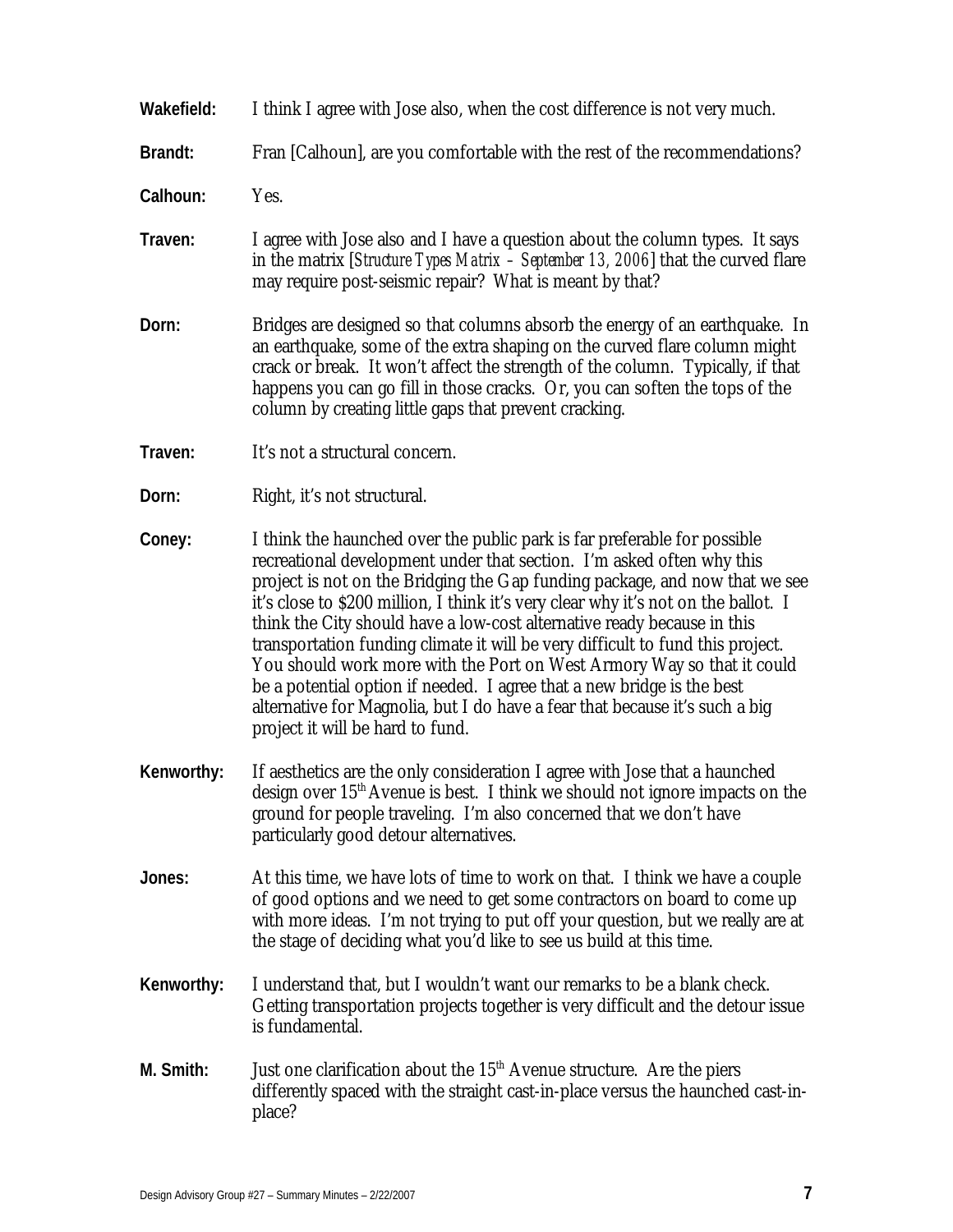**Wakefield:** I think I agree with Jose also, when the cost difference is not very much.

**Brandt:** Fran [Calhoun], are you comfortable with the rest of the recommendations?

**Calhoun:** Yes.

**Traven:** I agree with Jose also and I have a question about the column types. It says in the matrix [*Structure Types Matrix – September 13, 2006*] that the curved flare may require post-seismic repair? What is meant by that?

**Dorn:** Bridges are designed so that columns absorb the energy of an earthquake. In an earthquake, some of the extra shaping on the curved flare column might crack or break. It won't affect the strength of the column. Typically, if that happens you can go fill in those cracks. Or, you can soften the tops of the column by creating little gaps that prevent cracking.

**Traven:** It's not a structural concern.

**Dorn:** Right, it's not structural.

**Coney:** I think the haunched over the public park is far preferable for possible recreational development under that section. I'm asked often why this project is not on the Bridging the Gap funding package, and now that we see it's close to $200 million, I think it's very clear why it's not on the ballot. I think the City should have a low-cost alternative ready because in this transportation funding climate it will be very difficult to fund this project. You should work more with the Port on West Armory Way so that it could be a potential option if needed. I agree that a new bridge is the best alternative for Magnolia, but I do have a fear that because it's such a big project it will be hard to fund.

**Kenworthy:** If aesthetics are the only consideration I agree with Jose that a haunched design over 15th Avenue is best. I think we should not ignore impacts on the ground for people traveling. I'm also concerned that we don't have particularly good detour alternatives.

**Jones:** At this time, we have lots of time to work on that. I think we have a couple of good options and we need to get some contractors on board to come up with more ideas. I'm not trying to put off your question, but we really are at the stage of deciding what you'd like to see us build at this time.

**Kenworthy:** I understand that, but I wouldn't want our remarks to be a blank check. Getting transportation projects together is very difficult and the detour issue is fundamental.

**M. Smith:** Just one clarification about the 15th Avenue structure. Are the piers differently spaced with the straight cast-in-place versus the haunched cast-in-place?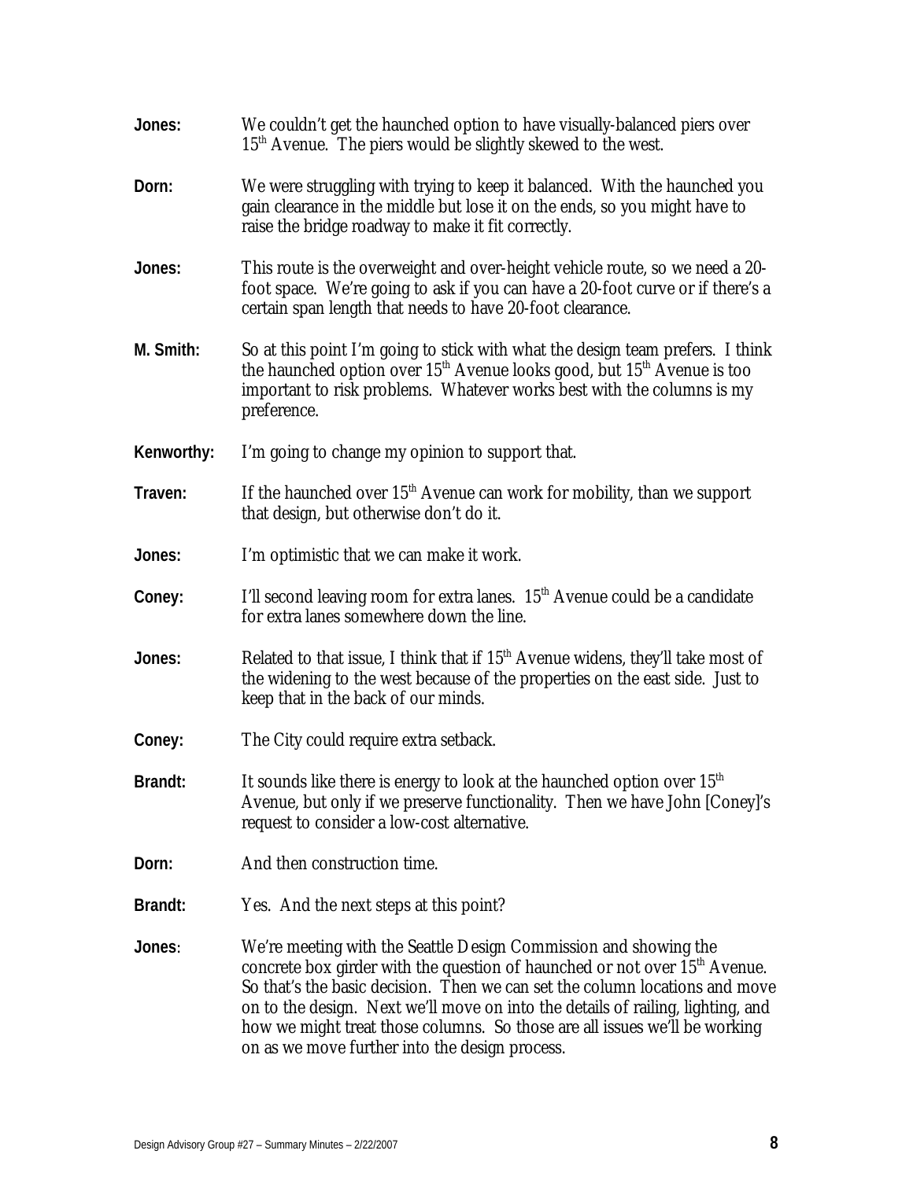**Jones:** We couldn't get the haunched option to have visually-balanced piers over 15th Avenue. The piers would be slightly skewed to the west.

**Dorn:** We were struggling with trying to keep it balanced. With the haunched you gain clearance in the middle but lose it on the ends, so you might have to raise the bridge roadway to make it fit correctly.

**Jones:** This route is the overweight and over-height vehicle route, so we need a 20-foot space. We're going to ask if you can have a 20-foot curve or if there's a certain span length that needs to have 20-foot clearance.

**M. Smith:** So at this point I'm going to stick with what the design team prefers. I think the haunched option over 15th Avenue looks good, but 15th Avenue is too important to risk problems. Whatever works best with the columns is my preference.

**Kenworthy:** I'm going to change my opinion to support that.

**Traven:** If the haunched over 15th Avenue can work for mobility, than we support that design, but otherwise don't do it.

**Jones:** I'm optimistic that we can make it work.

**Coney:** I'll second leaving room for extra lanes. 15th Avenue could be a candidate for extra lanes somewhere down the line.

**Jones:** Related to that issue, I think that if 15th Avenue widens, they'll take most of the widening to the west because of the properties on the east side. Just to keep that in the back of our minds.

**Coney:** The City could require extra setback.

**Brandt:** It sounds like there is energy to look at the haunched option over 15th Avenue, but only if we preserve functionality. Then we have John [Coney]'s request to consider a low-cost alternative.

**Dorn:** And then construction time.

**Brandt:** Yes. And the next steps at this point?

**Jones**: We're meeting with the Seattle Design Commission and showing the concrete box girder with the question of haunched or not over 15th Avenue. So that's the basic decision. Then we can set the column locations and move on to the design. Next we'll move on into the details of railing, lighting, and how we might treat those columns. So those are all issues we'll be working on as we move further into the design process.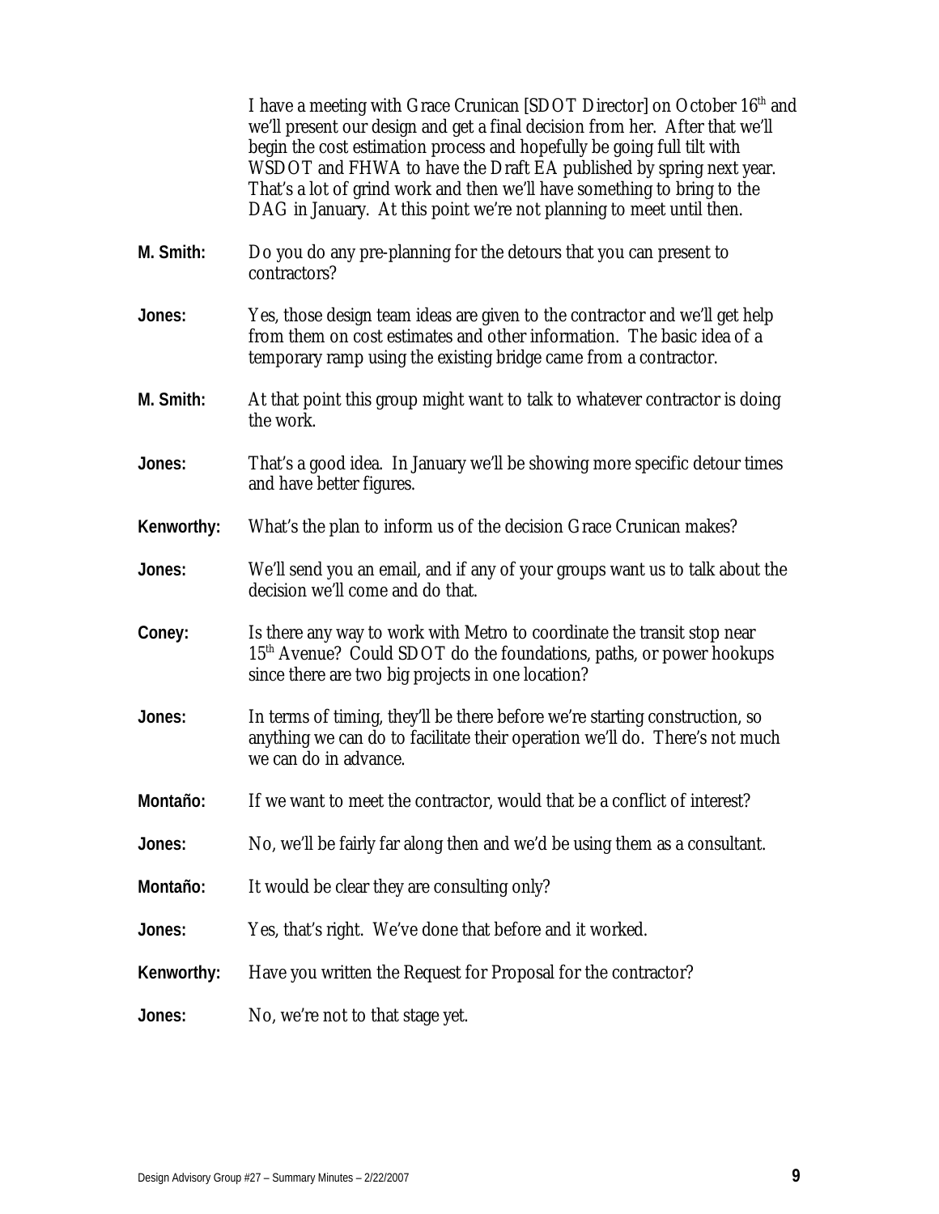I have a meeting with Grace Crunican [SDOT Director] on October 16th and we'll present our design and get a final decision from her. After that we'll begin the cost estimation process and hopefully be going full tilt with WSDOT and FHWA to have the Draft EA published by spring next year. That's a lot of grind work and then we'll have something to bring to the DAG in January. At this point we're not planning to meet until then.

**M. Smith:** Do you do any pre-planning for the detours that you can present to contractors?

**Jones:** Yes, those design team ideas are given to the contractor and we'll get help from them on cost estimates and other information. The basic idea of a temporary ramp using the existing bridge came from a contractor.

**M. Smith:** At that point this group might want to talk to whatever contractor is doing the work.

**Jones:** That's a good idea. In January we'll be showing more specific detour times and have better figures.

**Kenworthy:** What's the plan to inform us of the decision Grace Crunican makes?

**Jones:** We'll send you an email, and if any of your groups want us to talk about the decision we'll come and do that.

**Coney:** Is there any way to work with Metro to coordinate the transit stop near 15th Avenue? Could SDOT do the foundations, paths, or power hookups since there are two big projects in one location?

**Jones:** In terms of timing, they'll be there before we're starting construction, so anything we can do to facilitate their operation we'll do. There's not much we can do in advance.

**Montaño:** If we want to meet the contractor, would that be a conflict of interest?

**Jones:** No, we'll be fairly far along then and we'd be using them as a consultant.

**Montaño:** It would be clear they are consulting only?

**Jones:** Yes, that's right. We've done that before and it worked.

**Kenworthy:** Have you written the Request for Proposal for the contractor?

**Jones:** No, we're not to that stage yet.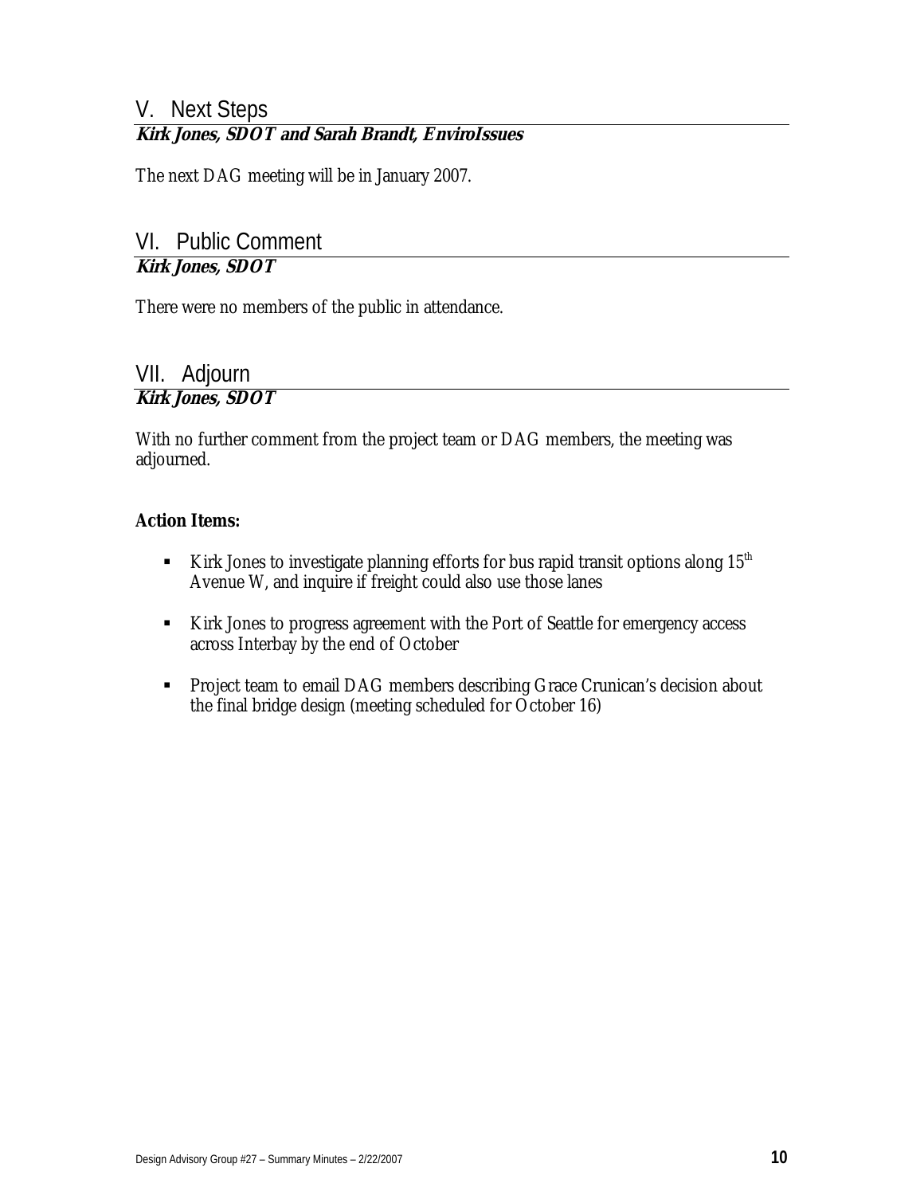## V. Next Steps

***Kirk Jones, SDOT and Sarah Brandt, EnviroIssues***

The next DAG meeting will be in January 2007.

## VI. Public Comment

***Kirk Jones, SDOT***

There were no members of the public in attendance.

## VII. Adjourn

***Kirk Jones, SDOT***

With no further comment from the project team or DAG members, the meeting was adjourned.

**Action Items:**

- Kirk Jones to investigate planning efforts for bus rapid transit options along 15th Avenue W, and inquire if freight could also use those lanes
- Kirk Jones to progress agreement with the Port of Seattle for emergency access across Interbay by the end of October
- Project team to email DAG members describing Grace Crunican's decision about the final bridge design (meeting scheduled for October 16)